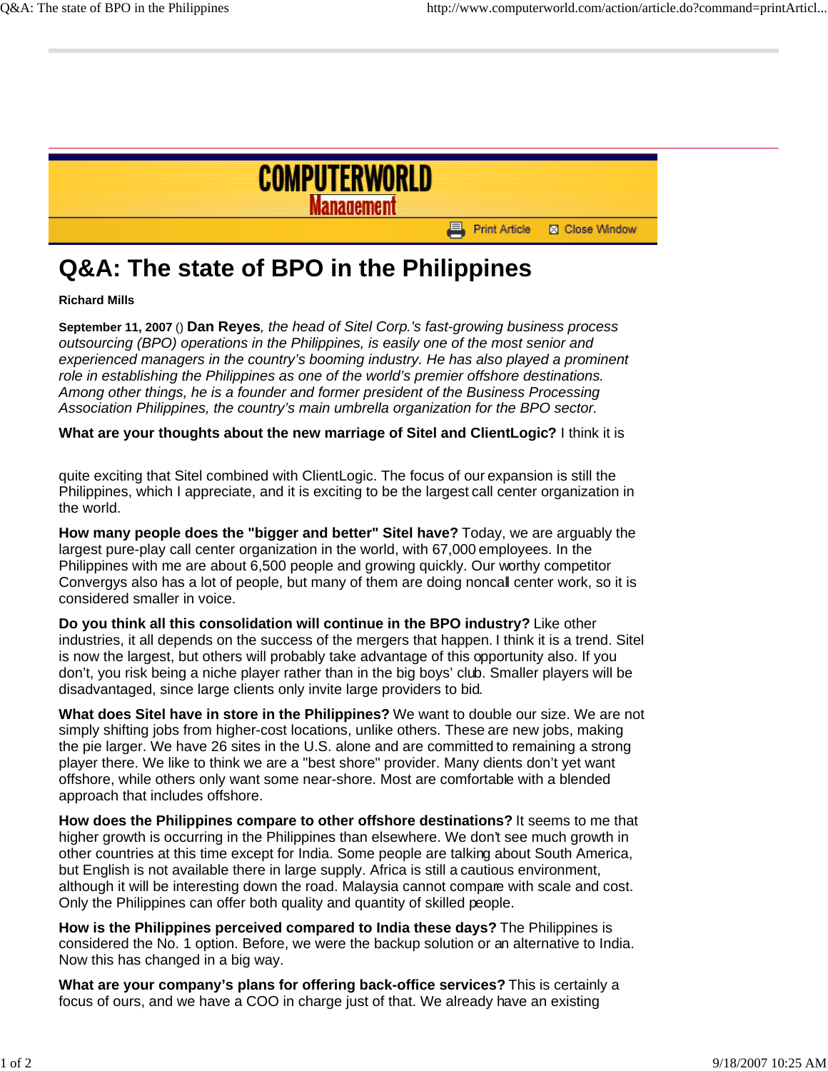COMPUTERWORLD Management

# Q&A: The state of BPO in the Philippines

**Richard Mills**

**September 11, 2007** () **Dan Reyes**, *the head of Sitel Corp.'s fast-growing business process outsourcing (BPO) operations in the Philippines, is easily one of the most senior and experienced managers in the country's booming industry. He has also played a prominent role in establishing the Philippines as one of the world's premier offshore destinations. Among other things, he is a founder and former president of the Business Processing Association Philippines, the country's main umbrella organization for the BPO sector.*

**What are your thoughts about the new marriage of Sitel and ClientLogic?** I think it is quite exciting that Sitel combined with ClientLogic. The focus of our expansion is still the Philippines, which I appreciate, and it is exciting to be the largest call center organization in the world.

**How many people does the "bigger and better" Sitel have?** Today, we are arguably the largest pure-play call center organization in the world, with 67,000 employees. In the Philippines with me are about 6,500 people and growing quickly. Our worthy competitor Convergys also has a lot of people, but many of them are doing noncall center work, so it is considered smaller in voice.

**Do you think all this consolidation will continue in the BPO industry?** Like other industries, it all depends on the success of the mergers that happen. I think it is a trend. Sitel is now the largest, but others will probably take advantage of this opportunity also. If you don't, you risk being a niche player rather than in the big boys' club. Smaller players will be disadvantaged, since large clients only invite large providers to bid.

**What does Sitel have in store in the Philippines?** We want to double our size. We are not simply shifting jobs from higher-cost locations, unlike others. These are new jobs, making the pie larger. We have 26 sites in the U.S. alone and are committed to remaining a strong player there. We like to think we are a "best shore" provider. Many clients don't yet want offshore, while others only want some near-shore. Most are comfortable with a blended approach that includes offshore.

**How does the Philippines compare to other offshore destinations?** It seems to me that higher growth is occurring in the Philippines than elsewhere. We don't see much growth in other countries at this time except for India. Some people are talking about South America, but English is not available there in large supply. Africa is still a cautious environment, although it will be interesting down the road. Malaysia cannot compare with scale and cost. Only the Philippines can offer both quality and quantity of skilled people.

**How is the Philippines perceived compared to India these days?** The Philippines is considered the No. 1 option. Before, we were the backup solution or an alternative to India. Now this has changed in a big way.

**What are your company's plans for offering back-office services?** This is certainly a focus of ours, and we have a COO in charge just of that. We already have an existing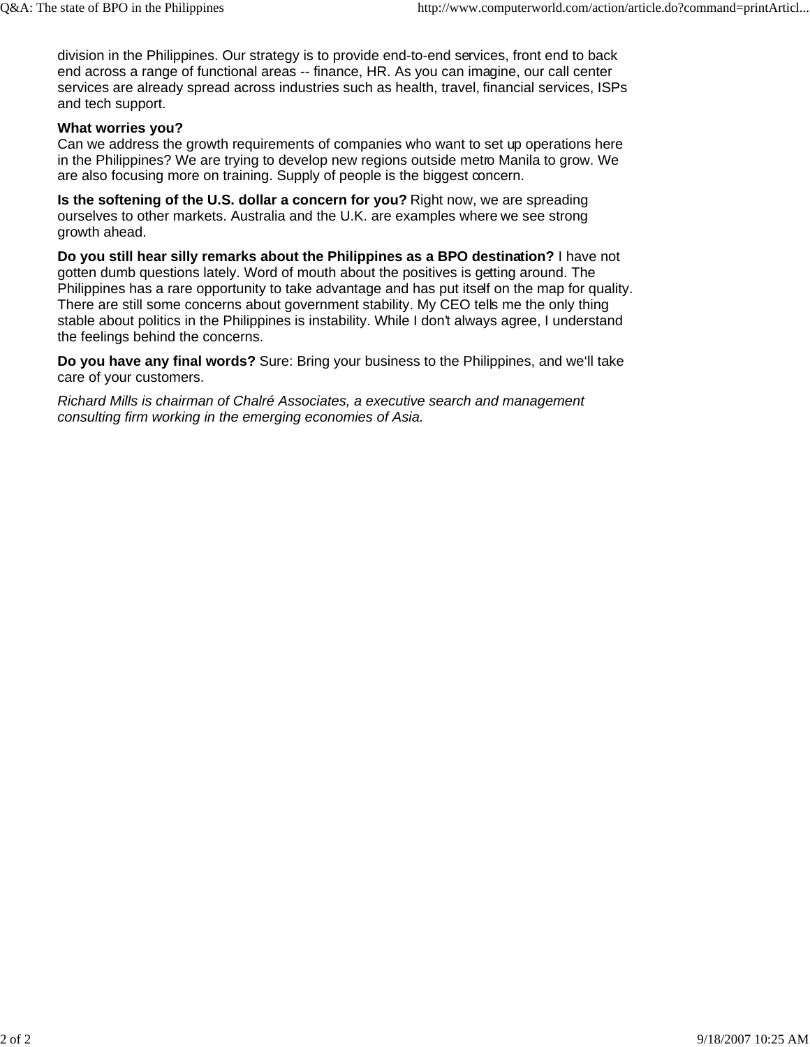division in the Philippines. Our strategy is to provide end-to-end services, front end to back end across a range of functional areas -- finance, HR. As you can imagine, our call center services are already spread across industries such as health, travel, financial services, ISPs and tech support.

**What worries you?**
Can we address the growth requirements of companies who want to set up operations here in the Philippines? We are trying to develop new regions outside metro Manila to grow. We are also focusing more on training. Supply of people is the biggest concern.

**Is the softening of the U.S. dollar a concern for you?** Right now, we are spreading ourselves to other markets. Australia and the U.K. are examples where we see strong growth ahead.

**Do you still hear silly remarks about the Philippines as a BPO destination?** I have not gotten dumb questions lately. Word of mouth about the positives is getting around. The Philippines has a rare opportunity to take advantage and has put itself on the map for quality. There are still some concerns about government stability. My CEO tells me the only thing stable about politics in the Philippines is instability. While I don't always agree, I understand the feelings behind the concerns.

**Do you have any final words?** Sure: Bring your business to the Philippines, and we'll take care of your customers.

*Richard Mills is chairman of Chalré Associates, a executive search and management consulting firm working in the emerging economies of Asia.*